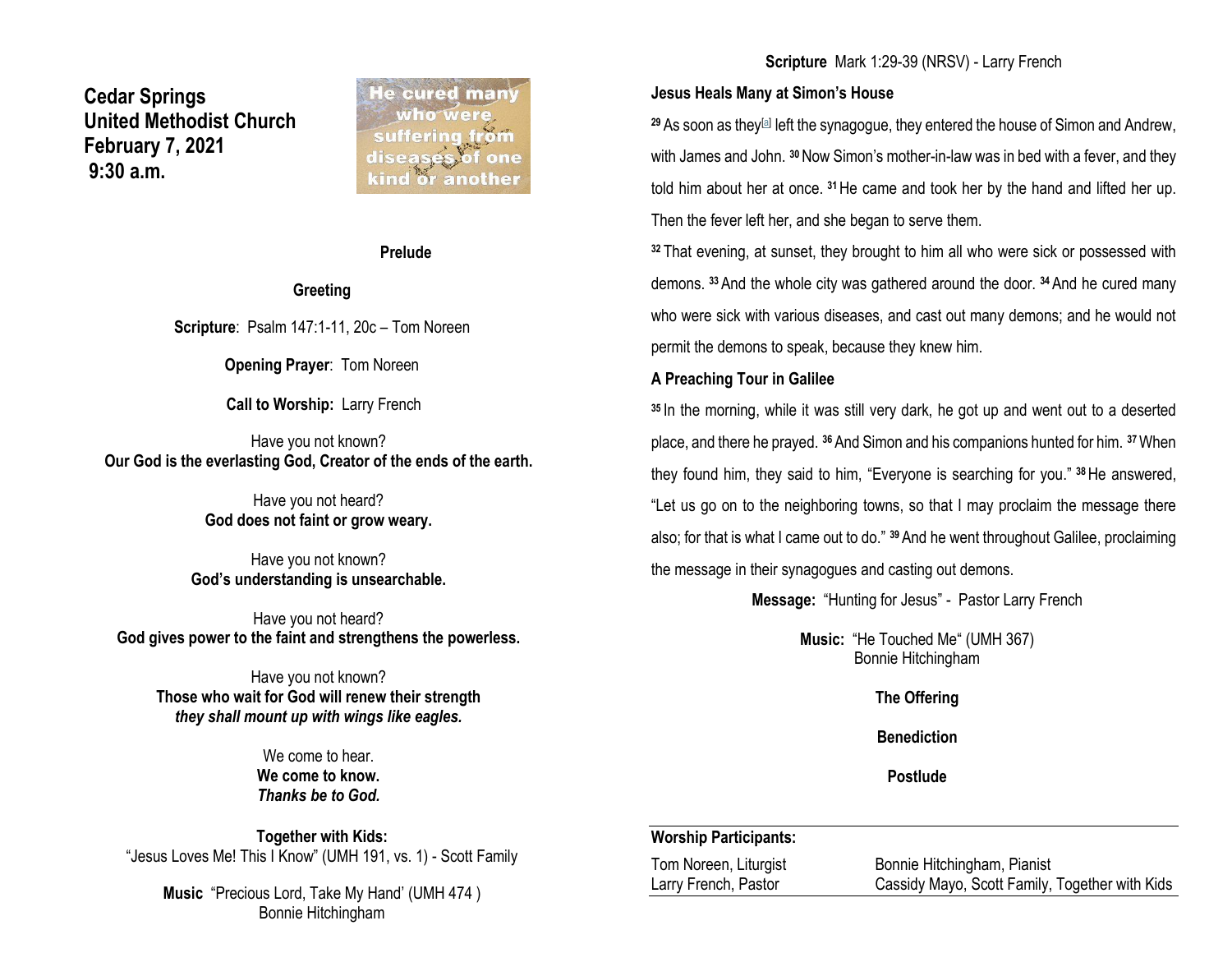# Cedar Springs United Methodist Church
## February 7, 2021
## 9:30 a.m.

He cured many who were suffering from diseases of one kind or another

**Prelude**

**Greeting**

**Scripture**: Psalm 147:1-11, 20c – Tom Noreen

**Opening Prayer**: Tom Noreen

**Call to Worship:** Larry French

Have you not known?
**Our God is the everlasting God, Creator of the ends of the earth.**

Have you not heard?
**God does not faint or grow weary.**

Have you not known?
**God's understanding is unsearchable.**

Have you not heard?
**God gives power to the faint and strengthens the powerless.**

Have you not known?
**Those who wait for God will renew their strength**
***they shall mount up with wings like eagles.***

We come to hear.
**We come to know.**
***Thanks be to God.***

**Together with Kids:**
"Jesus Loves Me! This I Know" (UMH 191, vs. 1) - Scott Family

**Music** "Precious Lord, Take My Hand' (UMH 474 )
Bonnie Hitchingham

**Scripture** Mark 1:29-39 (NRSV) - Larry French

### Jesus Heals Many at Simon's House

[29] As soon as they[a] left the synagogue, they entered the house of Simon and Andrew, with James and John. [30] Now Simon's mother-in-law was in bed with a fever, and they told him about her at once. [31] He came and took her by the hand and lifted her up. Then the fever left her, and she began to serve them.

[32] That evening, at sunset, they brought to him all who were sick or possessed with demons. [33] And the whole city was gathered around the door. [34] And he cured many who were sick with various diseases, and cast out many demons; and he would not permit the demons to speak, because they knew him.

### A Preaching Tour in Galilee

[35] In the morning, while it was still very dark, he got up and went out to a deserted place, and there he prayed. [36] And Simon and his companions hunted for him. [37] When they found him, they said to him, "Everyone is searching for you." [38] He answered, "Let us go on to the neighboring towns, so that I may proclaim the message there also; for that is what I came out to do." [39] And he went throughout Galilee, proclaiming the message in their synagogues and casting out demons.

**Message:** "Hunting for Jesus" - Pastor Larry French

**Music:** "He Touched Me" (UMH 367)
Bonnie Hitchingham

**The Offering**

**Benediction**

**Postlude**

**Worship Participants:**

| | |
|---|---|
| Tom Noreen, Liturgist | Bonnie Hitchingham, Pianist |
| Larry French, Pastor | Cassidy Mayo, Scott Family, Together with Kids |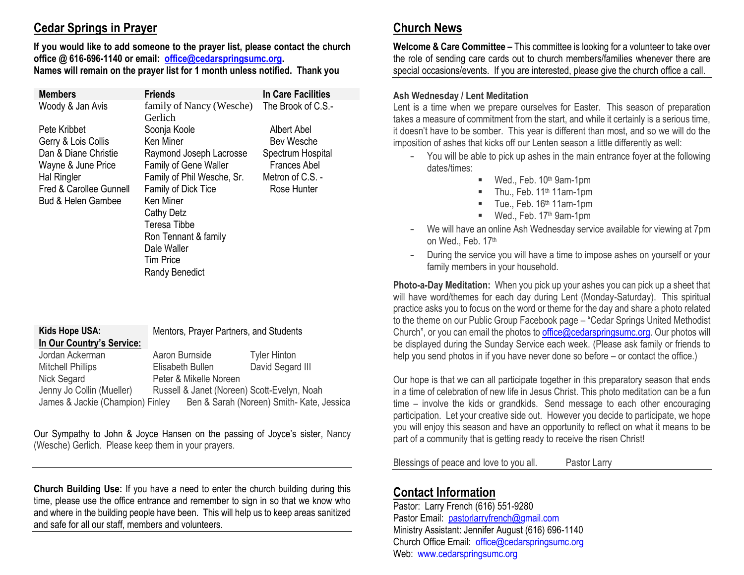## Cedar Springs in Prayer

**If you would like to add someone to the prayer list, please contact the church office @ 616-696-1140 or email: office@cedarspringsumc.org.**
**Names will remain on the prayer list for 1 month unless notified. Thank you**

| Members | Friends | In Care Facilities |
|---|---|---|
| Woody & Jan Avis | family of Nancy (Wesche) Gerlich | The Brook of C.S.- |
| Pete Kribbet | Soonja Koole | Albert Abel |
| Gerry & Lois Collis | Ken Miner | Bev Wesche |
| Dan & Diane Christie | Raymond Joseph Lacrosse | Spectrum Hospital |
| Wayne & June Price | Family of Gene Waller | Frances Abel |
| Hal Ringler | Family of Phil Wesche, Sr. | Metron of C.S. - |
| Fred & Carollee Gunnell | Family of Dick Tice | Rose Hunter |
| Bud & Helen Gambee | Ken Miner | |
| | Cathy Detz | |
| | Teresa Tibbe | |
| | Ron Tennant & family | |
| | Dale Waller | |
| | Tim Price | |
| | Randy Benedict | |

| Kids Hope USA: | Mentors, Prayer Partners, and Students | |
|---|---|---|
| **In Our Country's Service:** | | |
| Jordan Ackerman | Aaron Burnside | Tyler Hinton |
| Mitchell Phillips | Elisabeth Bullen | David Segard III |
| Nick Segard | Peter & Mikelle Noreen | |
| Jenny Jo Collin (Mueller) | Russell & Janet (Noreen) Scott-Evelyn, Noah | |
| James & Jackie (Champion) Finley | Ben & Sarah (Noreen) Smith- Kate, Jessica | |

Our Sympathy to John & Joyce Hansen on the passing of Joyce's sister, Nancy (Wesche) Gerlich. Please keep them in your prayers.

**Church Building Use:** If you have a need to enter the church building during this time, please use the office entrance and remember to sign in so that we know who and where in the building people have been. This will help us to keep areas sanitized and safe for all our staff, members and volunteers.

## Church News

**Welcome & Care Committee –** This committee is looking for a volunteer to take over the role of sending care cards out to church members/families whenever there are special occasions/events. If you are interested, please give the church office a call.

**Ash Wednesday / Lent Meditation**

Lent is a time when we prepare ourselves for Easter. This season of preparation takes a measure of commitment from the start, and while it certainly is a serious time, it doesn't have to be somber. This year is different than most, and so we will do the imposition of ashes that kicks off our Lenten season a little differently as well:

- You will be able to pick up ashes in the main entrance foyer at the following dates/times:
  - Wed., Feb. 10th 9am-1pm
  - Thu., Feb. 11th 11am-1pm
  - Tue., Feb. 16th 11am-1pm
  - Wed., Feb. 17th 9am-1pm
- We will have an online Ash Wednesday service available for viewing at 7pm on Wed., Feb. 17th
- During the service you will have a time to impose ashes on yourself or your family members in your household.

**Photo-a-Day Meditation:** When you pick up your ashes you can pick up a sheet that will have word/themes for each day during Lent (Monday-Saturday). This spiritual practice asks you to focus on the word or theme for the day and share a photo related to the theme on our Public Group Facebook page – "Cedar Springs United Methodist Church", or you can email the photos to office@cedarspringsumc.org. Our photos will be displayed during the Sunday Service each week. (Please ask family or friends to help you send photos in if you have never done so before – or contact the office.)

Our hope is that we can all participate together in this preparatory season that ends in a time of celebration of new life in Jesus Christ. This photo meditation can be a fun time – involve the kids or grandkids. Send message to each other encouraging participation. Let your creative side out. However you decide to participate, we hope you will enjoy this season and have an opportunity to reflect on what it means to be part of a community that is getting ready to receive the risen Christ!

Blessings of peace and love to you all. Pastor Larry

## Contact Information

Pastor: Larry French (616) 551-9280
Pastor Email: pastorlarryfrench@gmail.com
Ministry Assistant: Jennifer August (616) 696-1140
Church Office Email: office@cedarspringsumc.org
Web: www.cedarspringsumc.org